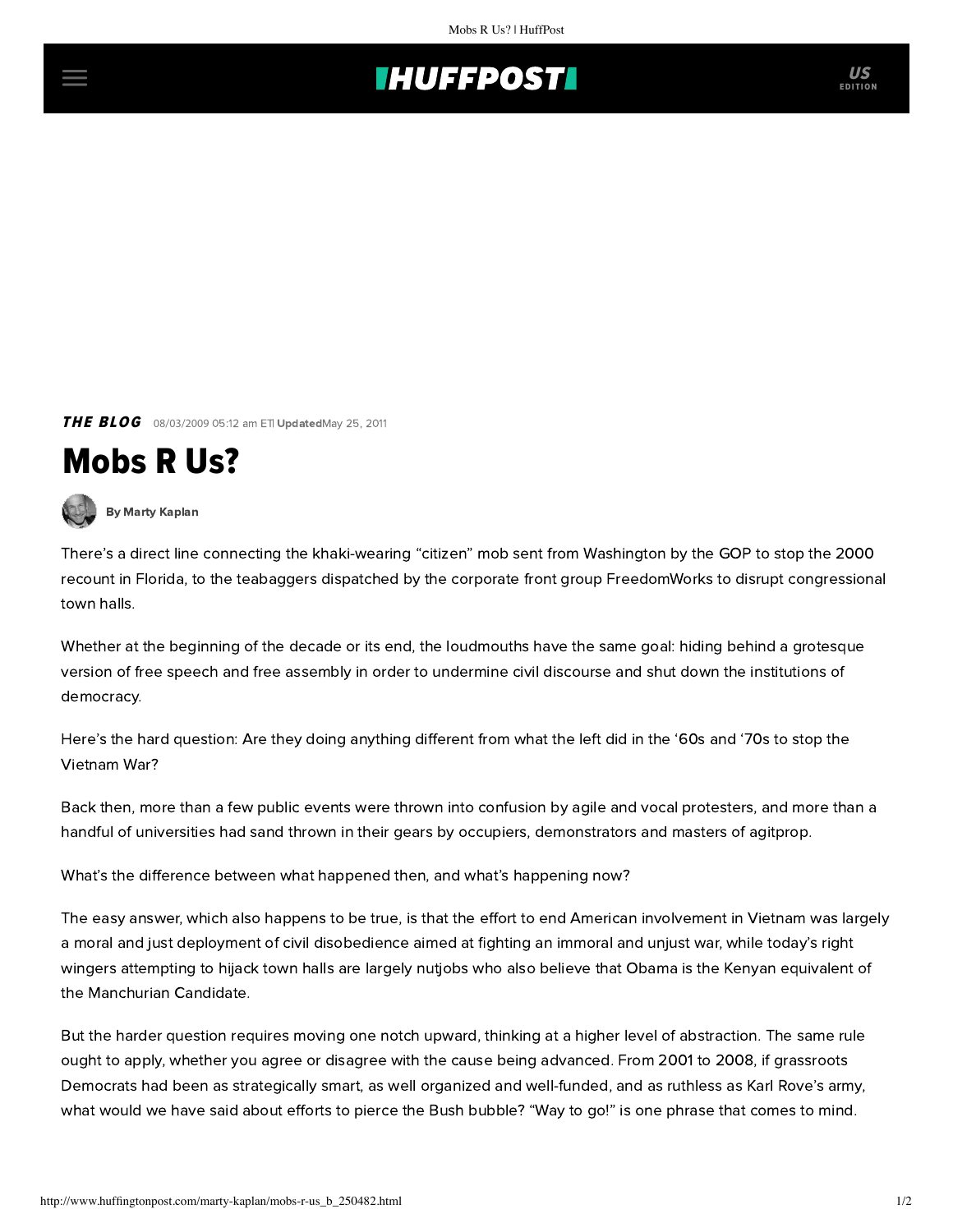*THE BLOG* 08/03/2009 05:12 am ET | Updated May 25, 2011

# Mobs R Us?

By Marty Kaplan

There's a direct line connecting the khaki-wearing "citizen" mob sent from Washington by the GOP to stop the 2000 recount in Florida, to the teabaggers dispatched by the corporate front group FreedomWorks to disrupt congressional town halls.

Whether at the beginning of the decade or its end, the loudmouths have the same goal: hiding behind a grotesque version of free speech and free assembly in order to undermine civil discourse and shut down the institutions of democracy.

Here's the hard question: Are they doing anything different from what the left did in the '60s and '70s to stop the Vietnam War?

Back then, more than a few public events were thrown into confusion by agile and vocal protesters, and more than a handful of universities had sand thrown in their gears by occupiers, demonstrators and masters of agitprop.

What's the difference between what happened then, and what's happening now?

The easy answer, which also happens to be true, is that the effort to end American involvement in Vietnam was largely a moral and just deployment of civil disobedience aimed at fighting an immoral and unjust war, while today's right wingers attempting to hijack town halls are largely nutjobs who also believe that Obama is the Kenyan equivalent of the Manchurian Candidate.

But the harder question requires moving one notch upward, thinking at a higher level of abstraction. The same rule ought to apply, whether you agree or disagree with the cause being advanced. From 2001 to 2008, if grassroots Democrats had been as strategically smart, as well organized and well-funded, and as ruthless as Karl Rove's army, what would we have said about efforts to pierce the Bush bubble? "Way to go!" is one phrase that comes to mind.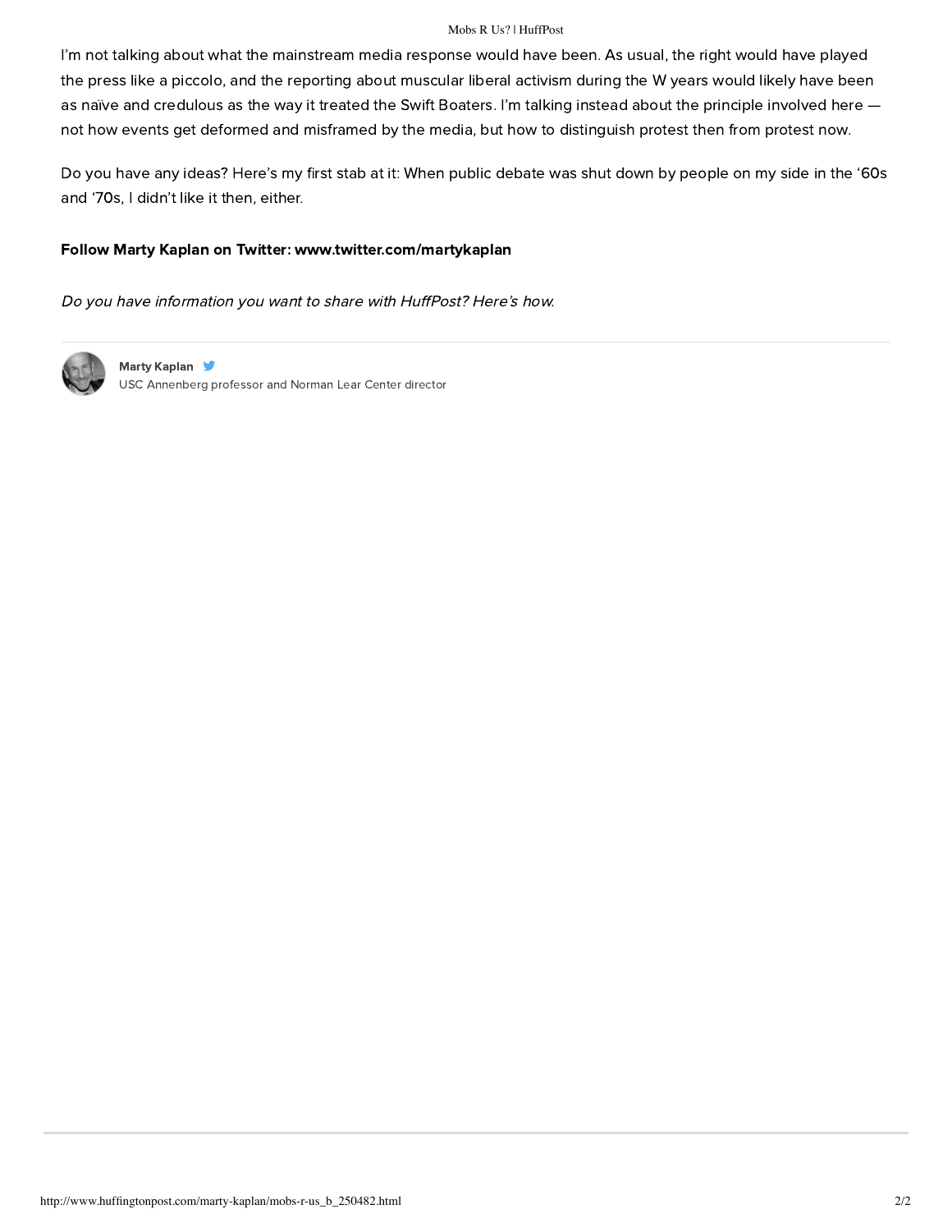I'm not talking about what the mainstream media response would have been. As usual, the right would have played the press like a piccolo, and the reporting about muscular liberal activism during the W years would likely have been as naïve and credulous as the way it treated the Swift Boaters. I'm talking instead about the principle involved here — not how events get deformed and misframed by the media, but how to distinguish protest then from protest now.

Do you have any ideas? Here's my first stab at it: When public debate was shut down by people on my side in the '60s and '70s, I didn't like it then, either.

**Follow Marty Kaplan on Twitter: www.twitter.com/martykaplan**

*Do you have information you want to share with HuffPost? Here's how.*

---

**Marty Kaplan**
USC Annenberg professor and Norman Lear Center director